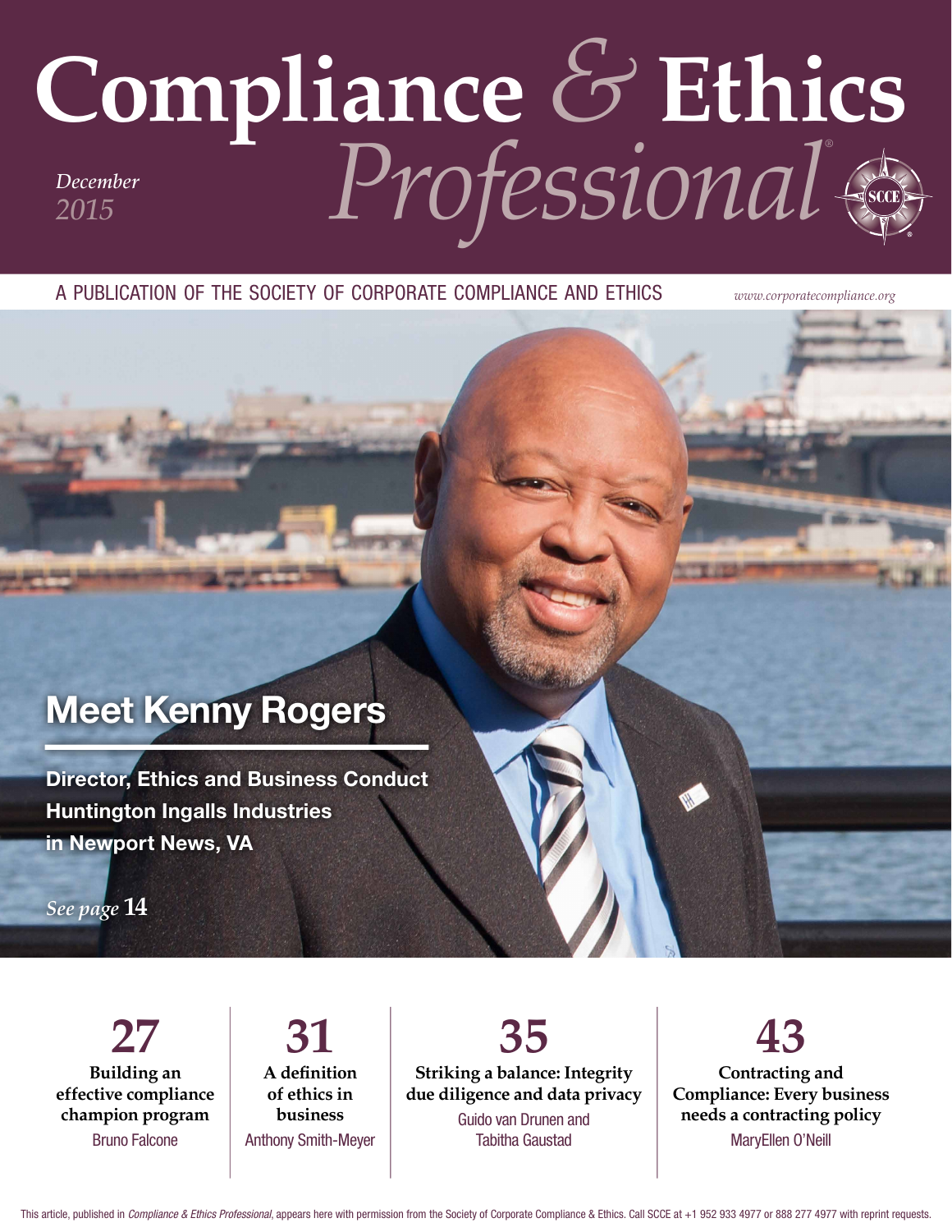# Compliance & Ethics Professional

*December 2015*

A PUBLICATION OF THE SOCIETY OF CORPORATE COMPLIANCE AND ETHICS

*www.corporatecompliance.org*

## Meet Kenny Rogers

**Director, Ethics and Business Conduct**
**Huntington Ingalls Industries**
**in Newport News, VA**

*See page* **14**

**27**
**Building an effective compliance champion program**
Bruno Falcone

**31**
**A definition of ethics in business**
Anthony Smith-Meyer

**35**
**Striking a balance: Integrity due diligence and data privacy**
Guido van Drunen and Tabitha Gaustad

**43**
**Contracting and Compliance: Every business needs a contracting policy**
MaryEllen O'Neill

This article, published in *Compliance & Ethics Professional*, appears here with permission from the Society of Corporate Compliance & Ethics. Call SCCE at +1 952 933 4977 or 888 277 4977 with reprint requests.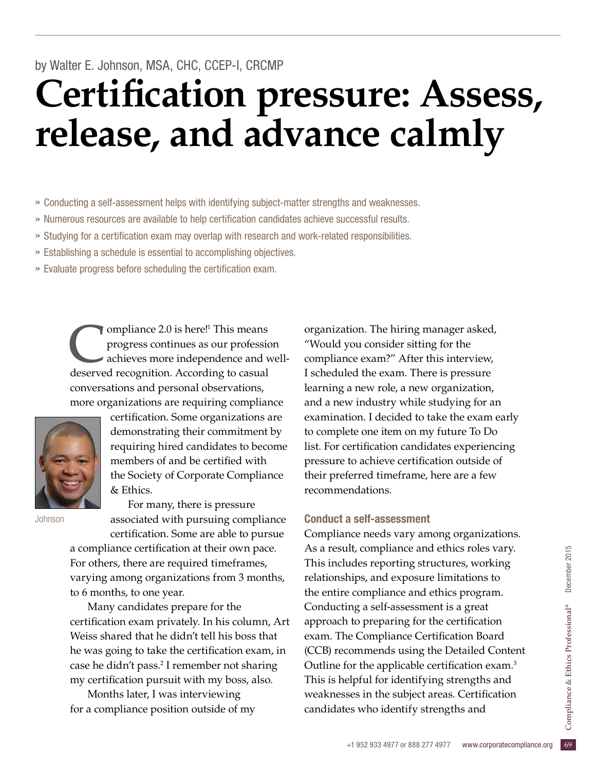by Walter E. Johnson, MSA, CHC, CCEP-I, CRCMP

# Certification pressure: Assess, release, and advance calmly

- » Conducting a self-assessment helps with identifying subject-matter strengths and weaknesses.
- » Numerous resources are available to help certification candidates achieve successful results.
- » Studying for a certification exam may overlap with research and work-related responsibilities.
- » Establishing a schedule is essential to accomplishing objectives.
- » Evaluate progress before scheduling the certification exam.

Compliance 2.0 is here![1] This means progress continues as our profession achieves more independence and well-deserved recognition. According to casual conversations and personal observations, more organizations are requiring compliance certification. Some organizations are demonstrating their commitment by requiring hired candidates to become members of and be certified with the Society of Corporate Compliance & Ethics.

Johnson

For many, there is pressure associated with pursuing compliance certification. Some are able to pursue a compliance certification at their own pace. For others, there are required timeframes, varying among organizations from 3 months, to 6 months, to one year.

Many candidates prepare for the certification exam privately. In his column, Art Weiss shared that he didn't tell his boss that he was going to take the certification exam, in case he didn't pass.[2] I remember not sharing my certification pursuit with my boss, also.

Months later, I was interviewing for a compliance position outside of my organization. The hiring manager asked, "Would you consider sitting for the compliance exam?" After this interview, I scheduled the exam. There is pressure learning a new role, a new organization, and a new industry while studying for an examination. I decided to take the exam early to complete one item on my future To Do list. For certification candidates experiencing pressure to achieve certification outside of their preferred timeframe, here are a few recommendations.

## Conduct a self-assessment

Compliance needs vary among organizations. As a result, compliance and ethics roles vary. This includes reporting structures, working relationships, and exposure limitations to the entire compliance and ethics program. Conducting a self-assessment is a great approach to preparing for the certification exam. The Compliance Certification Board (CCB) recommends using the Detailed Content Outline for the applicable certification exam.[3] This is helpful for identifying strengths and weaknesses in the subject areas. Certification candidates who identify strengths and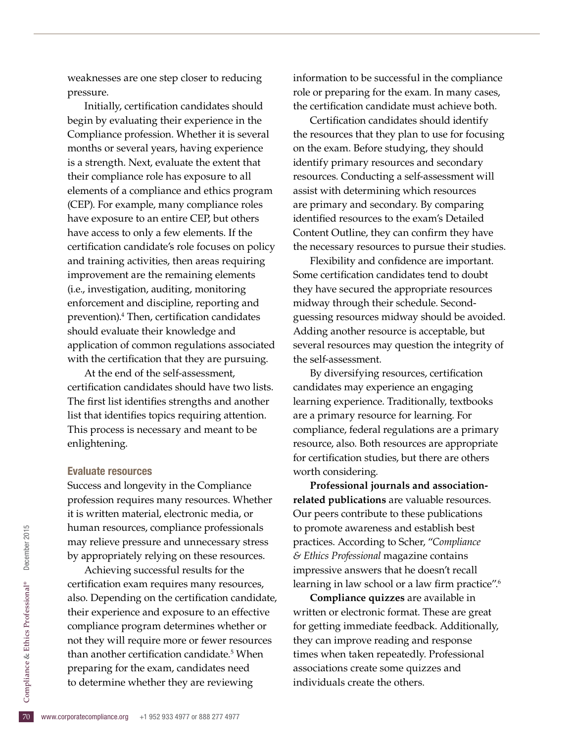weaknesses are one step closer to reducing pressure.

Initially, certification candidates should begin by evaluating their experience in the Compliance profession. Whether it is several months or several years, having experience is a strength. Next, evaluate the extent that their compliance role has exposure to all elements of a compliance and ethics program (CEP). For example, many compliance roles have exposure to an entire CEP, but others have access to only a few elements. If the certification candidate's role focuses on policy and training activities, then areas requiring improvement are the remaining elements (i.e., investigation, auditing, monitoring enforcement and discipline, reporting and prevention).[4] Then, certification candidates should evaluate their knowledge and application of common regulations associated with the certification that they are pursuing.

At the end of the self-assessment, certification candidates should have two lists. The first list identifies strengths and another list that identifies topics requiring attention. This process is necessary and meant to be enlightening.

### Evaluate resources

Success and longevity in the Compliance profession requires many resources. Whether it is written material, electronic media, or human resources, compliance professionals may relieve pressure and unnecessary stress by appropriately relying on these resources.

Achieving successful results for the certification exam requires many resources, also. Depending on the certification candidate, their experience and exposure to an effective compliance program determines whether or not they will require more or fewer resources than another certification candidate.[5] When preparing for the exam, candidates need to determine whether they are reviewing information to be successful in the compliance role or preparing for the exam. In many cases, the certification candidate must achieve both.

Certification candidates should identify the resources that they plan to use for focusing on the exam. Before studying, they should identify primary resources and secondary resources. Conducting a self-assessment will assist with determining which resources are primary and secondary. By comparing identified resources to the exam's Detailed Content Outline, they can confirm they have the necessary resources to pursue their studies.

Flexibility and confidence are important. Some certification candidates tend to doubt they have secured the appropriate resources midway through their schedule. Second-guessing resources midway should be avoided. Adding another resource is acceptable, but several resources may question the integrity of the self-assessment.

By diversifying resources, certification candidates may experience an engaging learning experience. Traditionally, textbooks are a primary resource for learning. For compliance, federal regulations are a primary resource, also. Both resources are appropriate for certification studies, but there are others worth considering.

**Professional journals and association-related publications** are valuable resources. Our peers contribute to these publications to promote awareness and establish best practices. According to Scher, "*Compliance & Ethics Professional* magazine contains impressive answers that he doesn't recall learning in law school or a law firm practice".[6]

**Compliance quizzes** are available in written or electronic format. These are great for getting immediate feedback. Additionally, they can improve reading and response times when taken repeatedly. Professional associations create some quizzes and individuals create the others.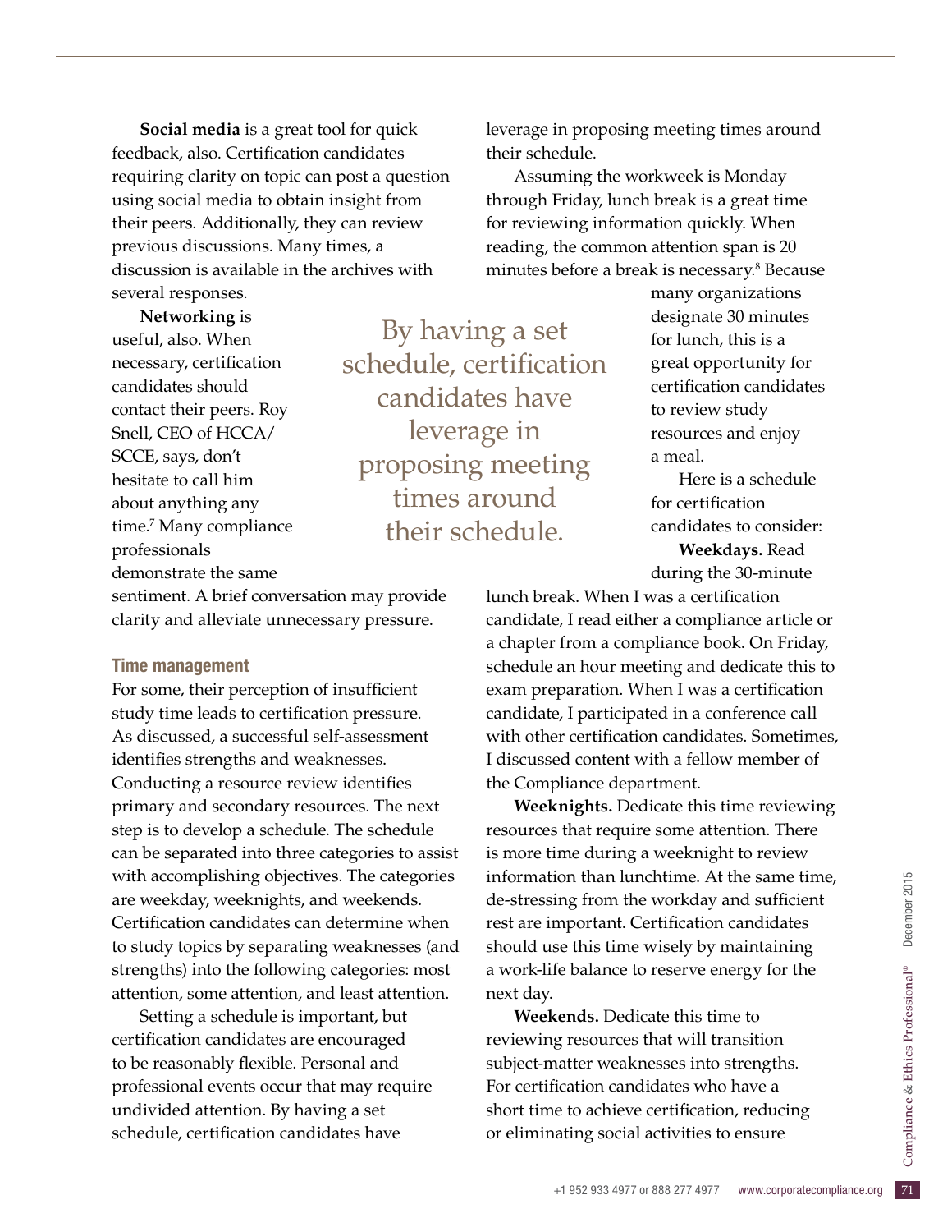**Social media** is a great tool for quick feedback, also. Certification candidates requiring clarity on topic can post a question using social media to obtain insight from their peers. Additionally, they can review previous discussions. Many times, a discussion is available in the archives with several responses.

**Networking** is useful, also. When necessary, certification candidates should contact their peers. Roy Snell, CEO of HCCA/SCCE, says, don't hesitate to call him about anything any time.[7] Many compliance professionals demonstrate the same sentiment. A brief conversation may provide clarity and alleviate unnecessary pressure.

## Time management

For some, their perception of insufficient study time leads to certification pressure. As discussed, a successful self-assessment identifies strengths and weaknesses. Conducting a resource review identifies primary and secondary resources. The next step is to develop a schedule. The schedule can be separated into three categories to assist with accomplishing objectives. The categories are weekday, weeknights, and weekends. Certification candidates can determine when to study topics by separating weaknesses (and strengths) into the following categories: most attention, some attention, and least attention.

Setting a schedule is important, but certification candidates are encouraged to be reasonably flexible. Personal and professional events occur that may require undivided attention. By having a set schedule, certification candidates have leverage in proposing meeting times around their schedule.

> By having a set schedule, certification candidates have leverage in proposing meeting times around their schedule.

Assuming the workweek is Monday through Friday, lunch break is a great time for reviewing information quickly. When reading, the common attention span is 20 minutes before a break is necessary.[8] Because many organizations designate 30 minutes for lunch, this is a great opportunity for certification candidates to review study resources and enjoy a meal.

Here is a schedule for certification candidates to consider:

**Weekdays.** Read during the 30-minute lunch break. When I was a certification candidate, I read either a compliance article or a chapter from a compliance book. On Friday, schedule an hour meeting and dedicate this to exam preparation. When I was a certification candidate, I participated in a conference call with other certification candidates. Sometimes, I discussed content with a fellow member of the Compliance department.

**Weeknights.** Dedicate this time reviewing resources that require some attention. There is more time during a weeknight to review information than lunchtime. At the same time, de-stressing from the workday and sufficient rest are important. Certification candidates should use this time wisely by maintaining a work-life balance to reserve energy for the next day.

**Weekends.** Dedicate this time to reviewing resources that will transition subject-matter weaknesses into strengths. For certification candidates who have a short time to achieve certification, reducing or eliminating social activities to ensure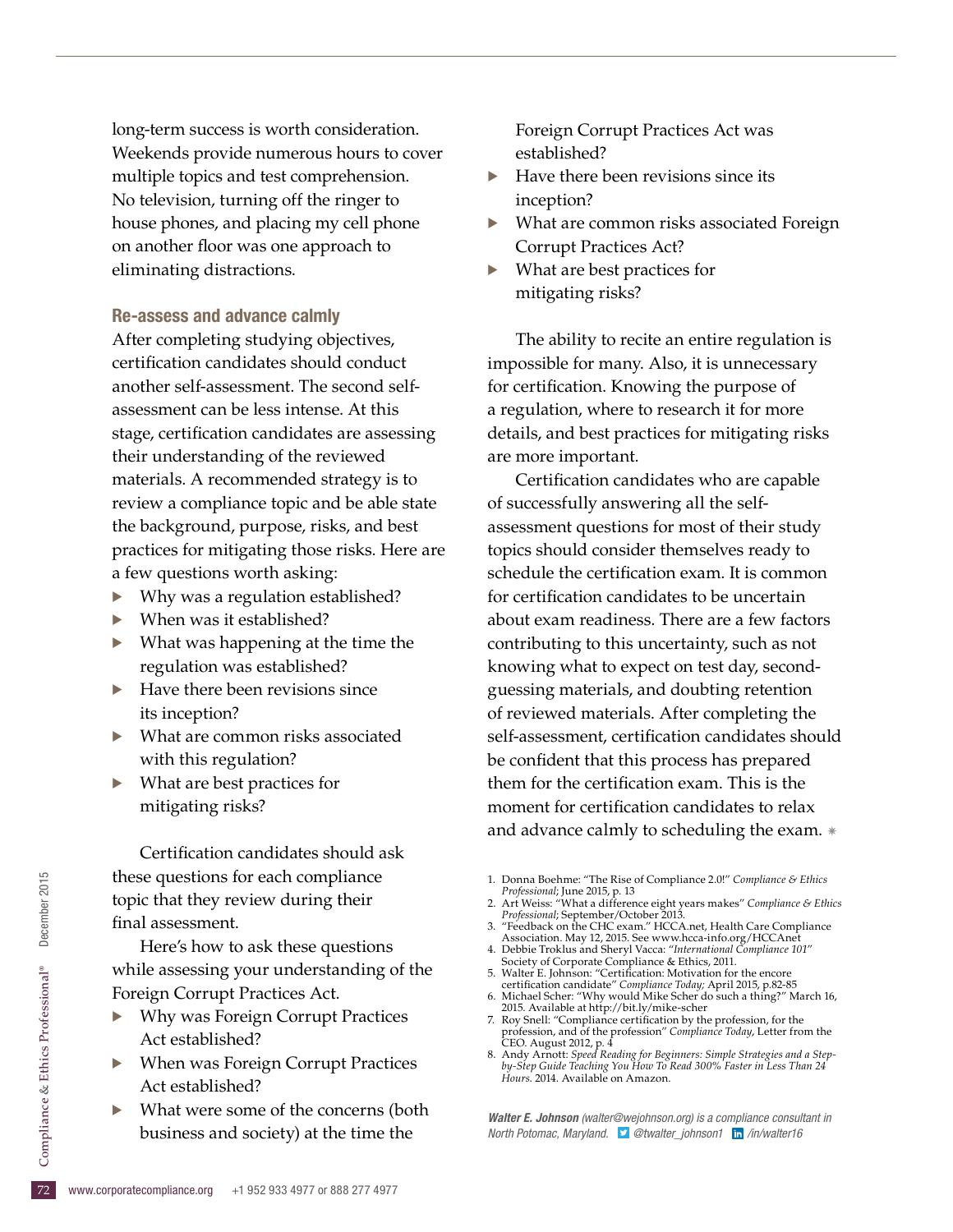long-term success is worth consideration. Weekends provide numerous hours to cover multiple topics and test comprehension. No television, turning off the ringer to house phones, and placing my cell phone on another floor was one approach to eliminating distractions.

### Re-assess and advance calmly

After completing studying objectives, certification candidates should conduct another self-assessment. The second self-assessment can be less intense. At this stage, certification candidates are assessing their understanding of the reviewed materials. A recommended strategy is to review a compliance topic and be able state the background, purpose, risks, and best practices for mitigating those risks. Here are a few questions worth asking:

- Why was a regulation established?
- When was it established?
- What was happening at the time the regulation was established?
- Have there been revisions since its inception?
- What are common risks associated with this regulation?
- What are best practices for mitigating risks?

Certification candidates should ask these questions for each compliance topic that they review during their final assessment.

Here's how to ask these questions while assessing your understanding of the Foreign Corrupt Practices Act.

- Why was Foreign Corrupt Practices Act established?
- When was Foreign Corrupt Practices Act established?
- What were some of the concerns (both business and society) at the time the Foreign Corrupt Practices Act was established?
- Have there been revisions since its inception?
- What are common risks associated Foreign Corrupt Practices Act?
- What are best practices for mitigating risks?

The ability to recite an entire regulation is impossible for many. Also, it is unnecessary for certification. Knowing the purpose of a regulation, where to research it for more details, and best practices for mitigating risks are more important.

Certification candidates who are capable of successfully answering all the self-assessment questions for most of their study topics should consider themselves ready to schedule the certification exam. It is common for certification candidates to be uncertain about exam readiness. There are a few factors contributing to this uncertainty, such as not knowing what to expect on test day, second-guessing materials, and doubting retention of reviewed materials. After completing the self-assessment, certification candidates should be confident that this process has prepared them for the certification exam. This is the moment for certification candidates to relax and advance calmly to scheduling the exam. *

1. Donna Boehme: "The Rise of Compliance 2.0!" *Compliance & Ethics Professional*; June 2015, p. 13
2. Art Weiss: "What a difference eight years makes" *Compliance & Ethics Professional*; September/October 2013.
3. "Feedback on the CHC exam." HCCA.net, Health Care Compliance Association. May 12, 2015. See www.hcca-info.org/HCCAnet
4. Debbie Troklus and Sheryl Vacca: "*International Compliance 101*" Society of Corporate Compliance & Ethics, 2011.
5. Walter E. Johnson: "Certification: Motivation for the encore certification candidate" *Compliance Today;* April 2015, p.82-85
6. Michael Scher: "Why would Mike Scher do such a thing?" March 16, 2015. Available at http://bit.ly/mike-scher
7. Roy Snell: "Compliance certification by the profession, for the profession, and of the profession" *Compliance Today*, Letter from the CEO. August 2012, p. 4
8. Andy Arnott: *Speed Reading for Beginners: Simple Strategies and a Step-by-Step Guide Teaching You How To Read 300% Faster in Less Than 24 Hours.* 2014. Available on Amazon.

***Walter E. Johnson*** *(walter@wejohnson.org) is a compliance consultant in North Potomac, Maryland. @twalter_johnson1 /in/walter16*